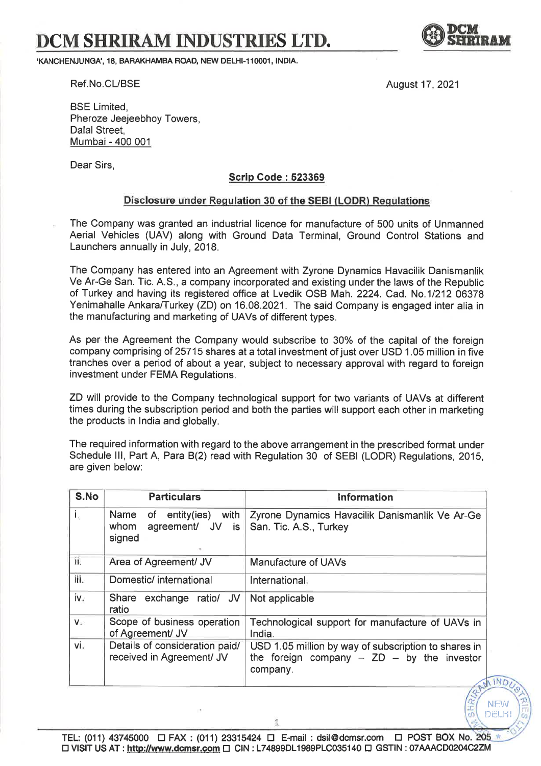# DCM SHRIRAM INDUSTRIES LTD.

'KANCHENJUNGA', 18, BARAKHAMBA ROAD, NEW DELHI-110001, INDIA.

Ref.No.CL/BSE

August 17, 2021

BSE Limited,
Pheroze Jeejeebhoy Towers,
Dalal Street,
Mumbai - 400 001

Dear Sirs,

**Scrip Code : 523369**

**Disclosure under Regulation 30 of the SEBI (LODR) Regulations**

The Company was granted an industrial licence for manufacture of 500 units of Unmanned Aerial Vehicles (UAV) along with Ground Data Terminal, Ground Control Stations and Launchers annually in July, 2018.

The Company has entered into an Agreement with Zyrone Dynamics Havacilik Danismanlik Ve Ar-Ge San. Tic. A.S., a company incorporated and existing under the laws of the Republic of Turkey and having its registered office at Lvedik OSB Mah. 2224. Cad. No.1/212 06378 Yenimahalle Ankara/Turkey (ZD) on 16.08.2021. The said Company is engaged inter alia in the manufacturing and marketing of UAVs of different types.

As per the Agreement the Company would subscribe to 30% of the capital of the foreign company comprising of 25715 shares at a total investment of just over USD 1.05 million in five tranches over a period of about a year, subject to necessary approval with regard to foreign investment under FEMA Regulations.

ZD will provide to the Company technological support for two variants of UAVs at different times during the subscription period and both the parties will support each other in marketing the products in India and globally.

The required information with regard to the above arrangement in the prescribed format under Schedule III, Part A, Para B(2) read with Regulation 30 of SEBI (LODR) Regulations, 2015, are given below:

| S.No | Particulars | Information |
|---|---|---|
| i. | Name of entity(ies) with whom agreement/ JV is signed | Zyrone Dynamics Havacilik Danismanlik Ve Ar-Ge San. Tic. A.S., Turkey |
| ii. | Area of Agreement/ JV | Manufacture of UAVs |
| iii. | Domestic/ international | International. |
| iv. | Share exchange ratio/ JV ratio | Not applicable |
| v. | Scope of business operation of Agreement/ JV | Technological support for manufacture of UAVs in India. |
| vi. | Details of consideration paid/ received in Agreement/ JV | USD 1.05 million by way of subscription to shares in the foreign company – ZD – by the investor company. |

TEL: (011) 43745000 ☐ FAX : (011) 23315424 ☐ E-mail : dsil@dcmsr.com ☐ POST BOX No. 205
☐ VISIT US AT : http://www.dcmsr.com ☐ CIN : L74899DL1989PLC035140 ☐ GSTIN : 07AAACD0204C2ZM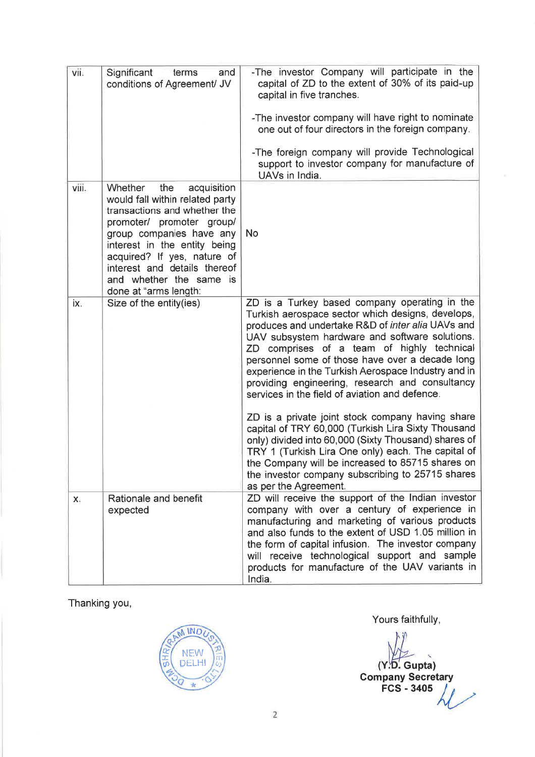| | | |
|---|---|---|
| vii. | Significant terms and conditions of Agreement/ JV | -The investor Company will participate in the capital of ZD to the extent of 30% of its paid-up capital in five tranches.<br><br>-The investor company will have right to nominate one out of four directors in the foreign company.<br><br>-The foreign company will provide Technological support to investor company for manufacture of UAVs in India. |
| viii. | Whether the acquisition would fall within related party transactions and whether the promoter/ promoter group/ group companies have any interest in the entity being acquired? If yes, nature of interest and details thereof and whether the same is done at "arms length: | No |
| ix. | Size of the entity(ies) | ZD is a Turkey based company operating in the Turkish aerospace sector which designs, develops, produces and undertake R&D of *inter alia* UAVs and UAV subsystem hardware and software solutions. ZD comprises of a team of highly technical personnel some of those have over a decade long experience in the Turkish Aerospace Industry and in providing engineering, research and consultancy services in the field of aviation and defence.<br><br>ZD is a private joint stock company having share capital of TRY 60,000 (Turkish Lira Sixty Thousand only) divided into 60,000 (Sixty Thousand) shares of TRY 1 (Turkish Lira One only) each. The capital of the Company will be increased to 85715 shares on the investor company subscribing to 25715 shares as per the Agreement. |
| x. | Rationale and benefit expected | ZD will receive the support of the Indian investor company with over a century of experience in manufacturing and marketing of various products and also funds to the extent of USD 1.05 million in the form of capital infusion. The investor company will receive technological support and sample products for manufacture of the UAV variants in India. |

Thanking you,

Yours faithfully,

(Y.D. Gupta)
**Company Secretary**
**FCS - 3405**